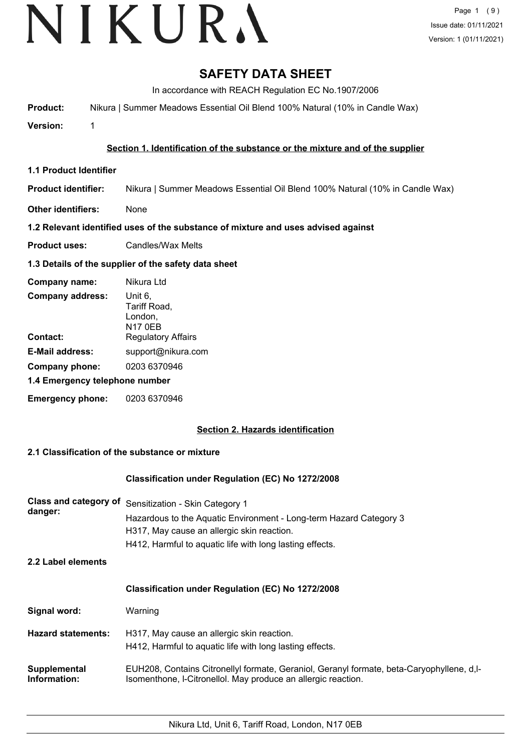# SAFETY DATA SHEET

In accordance with REACH Regulation EC No.1907/2006

**Product:** Nikura | Summer Meadows Essential Oil Blend 100% Natural (10% in Candle Wax)

**Version:** 1

## Section 1. Identification of the substance or the mixture and of the supplier

### 1.1 Product Identifier

**Product identifier:** Nikura | Summer Meadows Essential Oil Blend 100% Natural (10% in Candle Wax)

**Other identifiers:** None

### 1.2 Relevant identified uses of the substance of mixture and uses advised against

**Product uses:** Candles/Wax Melts

### 1.3 Details of the supplier of the safety data sheet

**Company name:** Nikura Ltd

**Company address:** Unit 6, Tariff Road, London, N17 0EB

**Contact:** Regulatory Affairs

**E-Mail address:** support@nikura.com

**Company phone:** 0203 6370946

### 1.4 Emergency telephone number

**Emergency phone:** 0203 6370946

## Section 2. Hazards identification

### 2.1 Classification of the substance or mixture

**Classification under Regulation (EC) No 1272/2008**

**Class and category of danger:**
Sensitization - Skin Category 1
Hazardous to the Aquatic Environment - Long-term Hazard Category 3
H317, May cause an allergic skin reaction.
H412, Harmful to aquatic life with long lasting effects.

### 2.2 Label elements

**Classification under Regulation (EC) No 1272/2008**

**Signal word:** Warning

**Hazard statements:**
H317, May cause an allergic skin reaction.
H412, Harmful to aquatic life with long lasting effects.

**Supplemental Information:** EUH208, Contains Citronellyl formate, Geraniol, Geranyl formate, beta-Caryophyllene, d,l-Isomenthone, l-Citronellol. May produce an allergic reaction.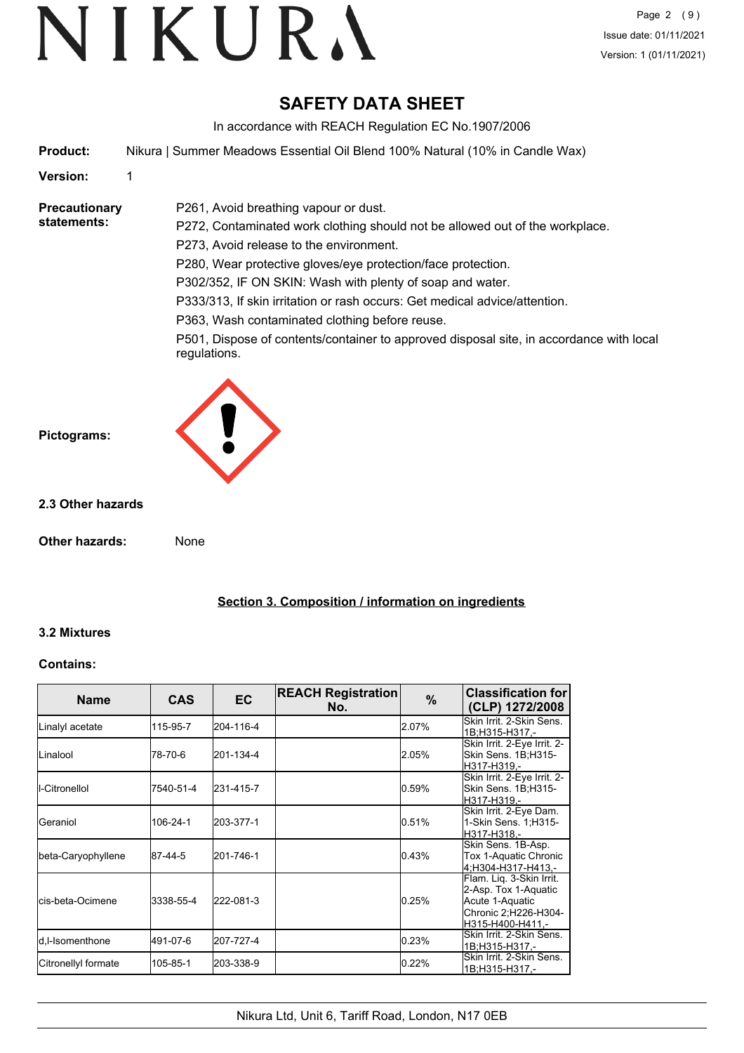# SAFETY DATA SHEET

In accordance with REACH Regulation EC No.1907/2006

**Product:** Nikura | Summer Meadows Essential Oil Blend 100% Natural (10% in Candle Wax)

**Version:** 1

**Precautionary statements:**

P261, Avoid breathing vapour or dust.
P272, Contaminated work clothing should not be allowed out of the workplace.
P273, Avoid release to the environment.
P280, Wear protective gloves/eye protection/face protection.
P302/352, IF ON SKIN: Wash with plenty of soap and water.
P333/313, If skin irritation or rash occurs: Get medical advice/attention.
P363, Wash contaminated clothing before reuse.
P501, Dispose of contents/container to approved disposal site, in accordance with local regulations.

**Pictograms:**

### 2.3 Other hazards

**Other hazards:** None

## Section 3. Composition / information on ingredients

### 3.2 Mixtures

**Contains:**

| Name | CAS | EC | REACH Registration No. | % | Classification for (CLP) 1272/2008 |
|---|---|---|---|---|---|
| Linalyl acetate | 115-95-7 | 204-116-4 | | 2.07% | Skin Irrit. 2-Skin Sens. 1B;H315-H317,- |
| Linalool | 78-70-6 | 201-134-4 | | 2.05% | Skin Irrit. 2-Eye Irrit. 2-Skin Sens. 1B;H315-H317-H319,- |
| l-Citronellol | 7540-51-4 | 231-415-7 | | 0.59% | Skin Irrit. 2-Eye Irrit. 2-Skin Sens. 1B;H315-H317-H319,- |
| Geraniol | 106-24-1 | 203-377-1 | | 0.51% | Skin Irrit. 2-Eye Dam. 1-Skin Sens. 1;H315-H317-H318,- |
| beta-Caryophyllene | 87-44-5 | 201-746-1 | | 0.43% | Skin Sens. 1B-Asp. Tox 1-Aquatic Chronic 4;H304-H317-H413,- |
| cis-beta-Ocimene | 3338-55-4 | 222-081-3 | | 0.25% | Flam. Liq. 3-Skin Irrit. 2-Asp. Tox 1-Aquatic Acute 1-Aquatic Chronic 2;H226-H304-H315-H400-H411,- |
| d,l-Isomenthone | 491-07-6 | 207-727-4 | | 0.23% | Skin Irrit. 2-Skin Sens. 1B;H315-H317,- |
| Citronellyl formate | 105-85-1 | 203-338-9 | | 0.22% | Skin Irrit. 2-Skin Sens. 1B;H315-H317,- |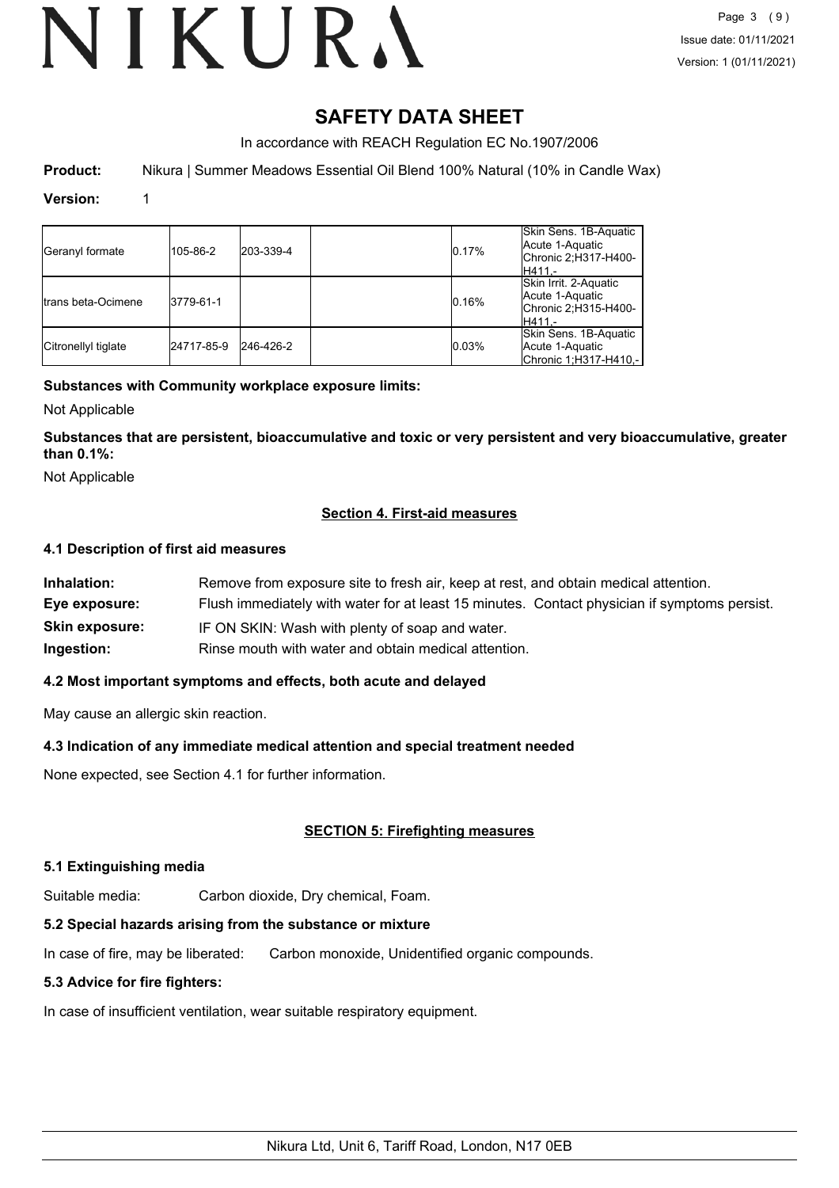# SAFETY DATA SHEET

In accordance with REACH Regulation EC No.1907/2006

**Product:** Nikura | Summer Meadows Essential Oil Blend 100% Natural (10% in Candle Wax)

**Version:** 1

| | | | | | |
|---|---|---|---|---|---|
| Geranyl formate | 105-86-2 | 203-339-4 | | 0.17% | Skin Sens. 1B-Aquatic Acute 1-Aquatic Chronic 2;H317-H400-H411,- |
| trans beta-Ocimene | 3779-61-1 | | | 0.16% | Skin Irrit. 2-Aquatic Acute 1-Aquatic Chronic 2;H315-H400-H411,- |
| Citronellyl tiglate | 24717-85-9 | 246-426-2 | | 0.03% | Skin Sens. 1B-Aquatic Acute 1-Aquatic Chronic 1;H317-H410,- |

**Substances with Community workplace exposure limits:**

Not Applicable

**Substances that are persistent, bioaccumulative and toxic or very persistent and very bioaccumulative, greater than 0.1%:**

Not Applicable

## Section 4. First-aid measures

### 4.1 Description of first aid measures

**Inhalation:** Remove from exposure site to fresh air, keep at rest, and obtain medical attention.

**Eye exposure:** Flush immediately with water for at least 15 minutes. Contact physician if symptoms persist.

**Skin exposure:** IF ON SKIN: Wash with plenty of soap and water.

**Ingestion:** Rinse mouth with water and obtain medical attention.

### 4.2 Most important symptoms and effects, both acute and delayed

May cause an allergic skin reaction.

### 4.3 Indication of any immediate medical attention and special treatment needed

None expected, see Section 4.1 for further information.

## SECTION 5: Firefighting measures

### 5.1 Extinguishing media

Suitable media: Carbon dioxide, Dry chemical, Foam.

### 5.2 Special hazards arising from the substance or mixture

In case of fire, may be liberated: Carbon monoxide, Unidentified organic compounds.

### 5.3 Advice for fire fighters:

In case of insufficient ventilation, wear suitable respiratory equipment.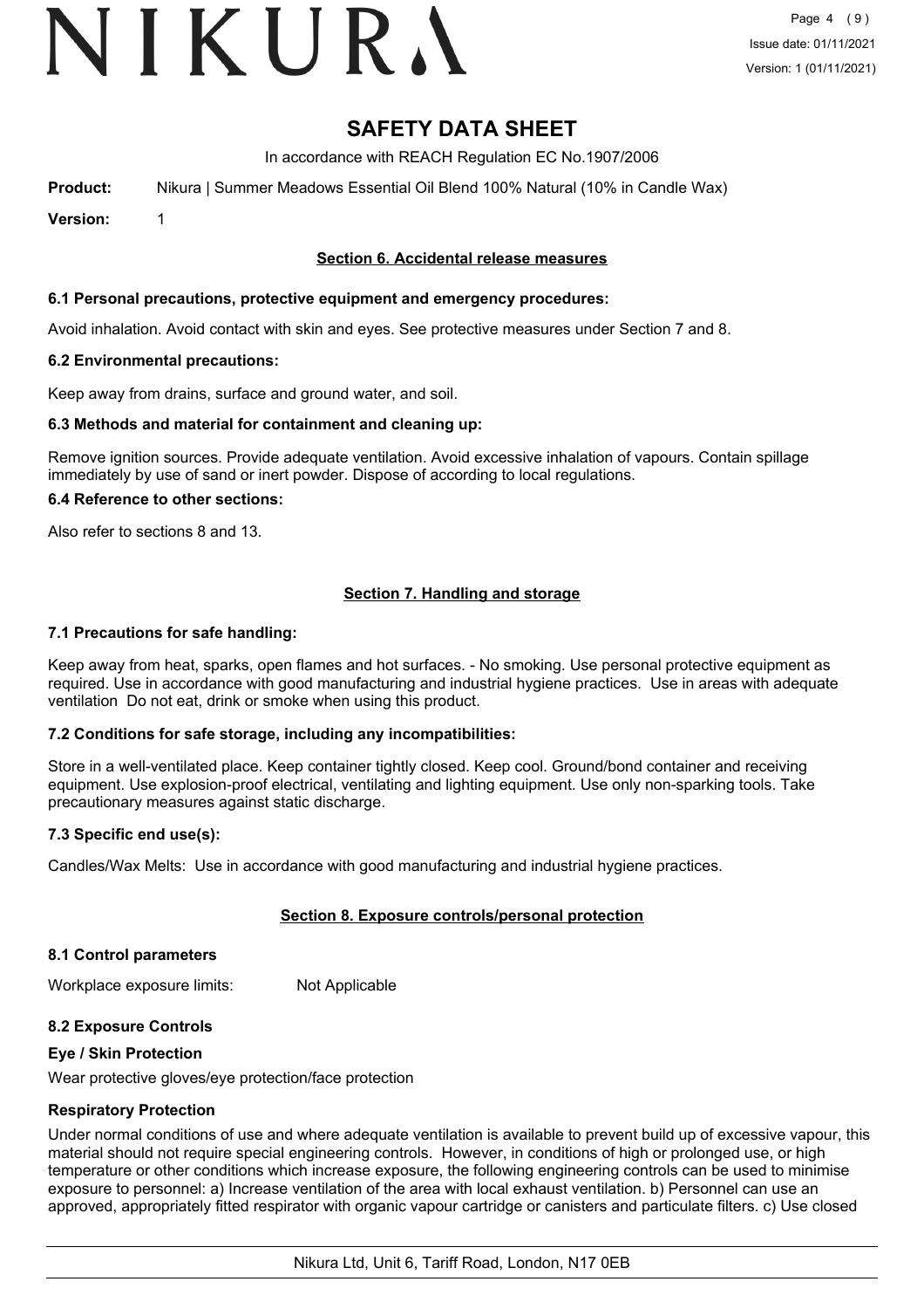# SAFETY DATA SHEET

In accordance with REACH Regulation EC No.1907/2006

**Product:** Nikura | Summer Meadows Essential Oil Blend 100% Natural (10% in Candle Wax)

**Version:** 1

## Section 6. Accidental release measures

### 6.1 Personal precautions, protective equipment and emergency procedures:

Avoid inhalation. Avoid contact with skin and eyes. See protective measures under Section 7 and 8.

### 6.2 Environmental precautions:

Keep away from drains, surface and ground water, and soil.

### 6.3 Methods and material for containment and cleaning up:

Remove ignition sources. Provide adequate ventilation. Avoid excessive inhalation of vapours. Contain spillage immediately by use of sand or inert powder. Dispose of according to local regulations.

### 6.4 Reference to other sections:

Also refer to sections 8 and 13.

## Section 7. Handling and storage

### 7.1 Precautions for safe handling:

Keep away from heat, sparks, open flames and hot surfaces. - No smoking. Use personal protective equipment as required. Use in accordance with good manufacturing and industrial hygiene practices. Use in areas with adequate ventilation Do not eat, drink or smoke when using this product.

### 7.2 Conditions for safe storage, including any incompatibilities:

Store in a well-ventilated place. Keep container tightly closed. Keep cool. Ground/bond container and receiving equipment. Use explosion-proof electrical, ventilating and lighting equipment. Use only non-sparking tools. Take precautionary measures against static discharge.

### 7.3 Specific end use(s):

Candles/Wax Melts: Use in accordance with good manufacturing and industrial hygiene practices.

## Section 8. Exposure controls/personal protection

### 8.1 Control parameters

Workplace exposure limits: Not Applicable

### 8.2 Exposure Controls

**Eye / Skin Protection**

Wear protective gloves/eye protection/face protection

**Respiratory Protection**

Under normal conditions of use and where adequate ventilation is available to prevent build up of excessive vapour, this material should not require special engineering controls. However, in conditions of high or prolonged use, or high temperature or other conditions which increase exposure, the following engineering controls can be used to minimise exposure to personnel: a) Increase ventilation of the area with local exhaust ventilation. b) Personnel can use an approved, appropriately fitted respirator with organic vapour cartridge or canisters and particulate filters. c) Use closed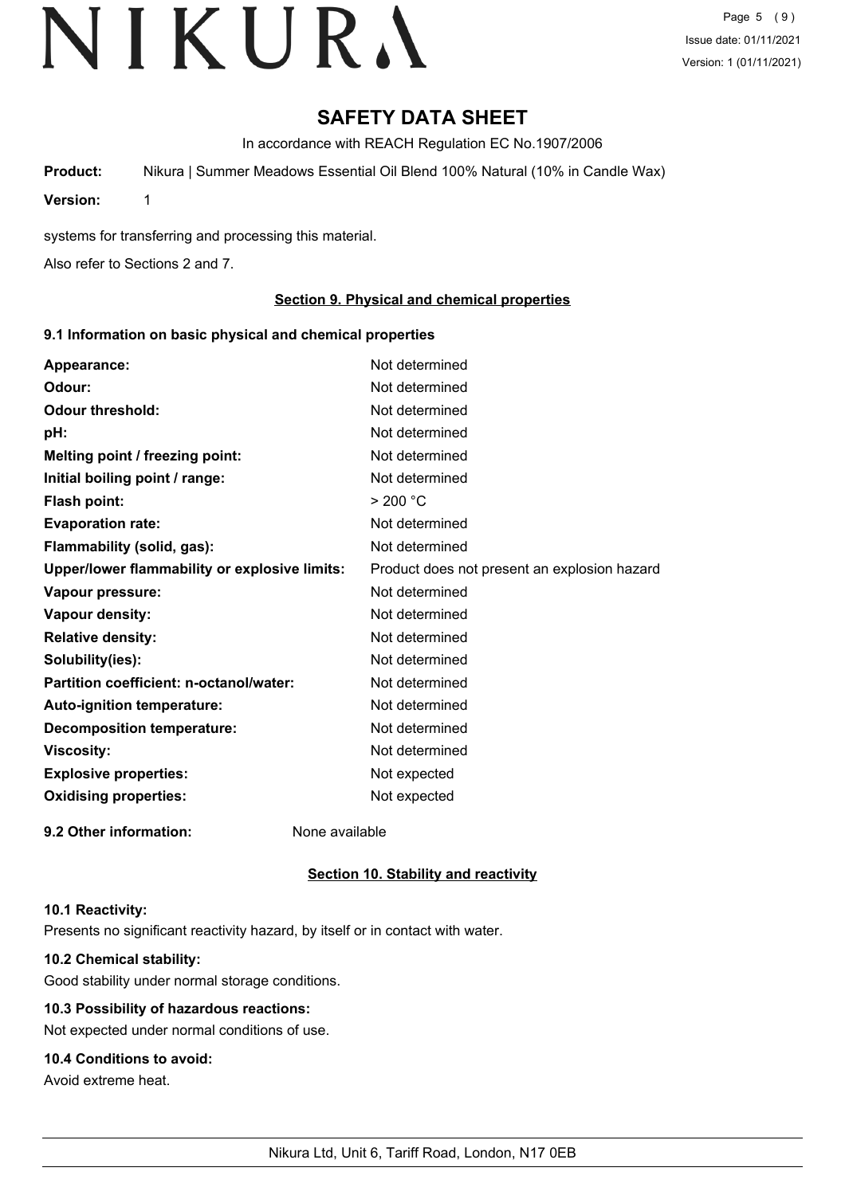# SAFETY DATA SHEET

In accordance with REACH Regulation EC No.1907/2006

**Product:** Nikura | Summer Meadows Essential Oil Blend 100% Natural (10% in Candle Wax)

**Version:** 1

systems for transferring and processing this material.

Also refer to Sections 2 and 7.

## Section 9. Physical and chemical properties

### 9.1 Information on basic physical and chemical properties

| | |
|---|---|
| **Appearance:** | Not determined |
| **Odour:** | Not determined |
| **Odour threshold:** | Not determined |
| **pH:** | Not determined |
| **Melting point / freezing point:** | Not determined |
| **Initial boiling point / range:** | Not determined |
| **Flash point:** | > 200 °C |
| **Evaporation rate:** | Not determined |
| **Flammability (solid, gas):** | Not determined |
| **Upper/lower flammability or explosive limits:** | Product does not present an explosion hazard |
| **Vapour pressure:** | Not determined |
| **Vapour density:** | Not determined |
| **Relative density:** | Not determined |
| **Solubility(ies):** | Not determined |
| **Partition coefficient: n-octanol/water:** | Not determined |
| **Auto-ignition temperature:** | Not determined |
| **Decomposition temperature:** | Not determined |
| **Viscosity:** | Not determined |
| **Explosive properties:** | Not expected |
| **Oxidising properties:** | Not expected |

**9.2 Other information:** None available

## Section 10. Stability and reactivity

**10.1 Reactivity:**

Presents no significant reactivity hazard, by itself or in contact with water.

**10.2 Chemical stability:**

Good stability under normal storage conditions.

**10.3 Possibility of hazardous reactions:**

Not expected under normal conditions of use.

**10.4 Conditions to avoid:**

Avoid extreme heat.

Nikura Ltd, Unit 6, Tariff Road, London, N17 0EB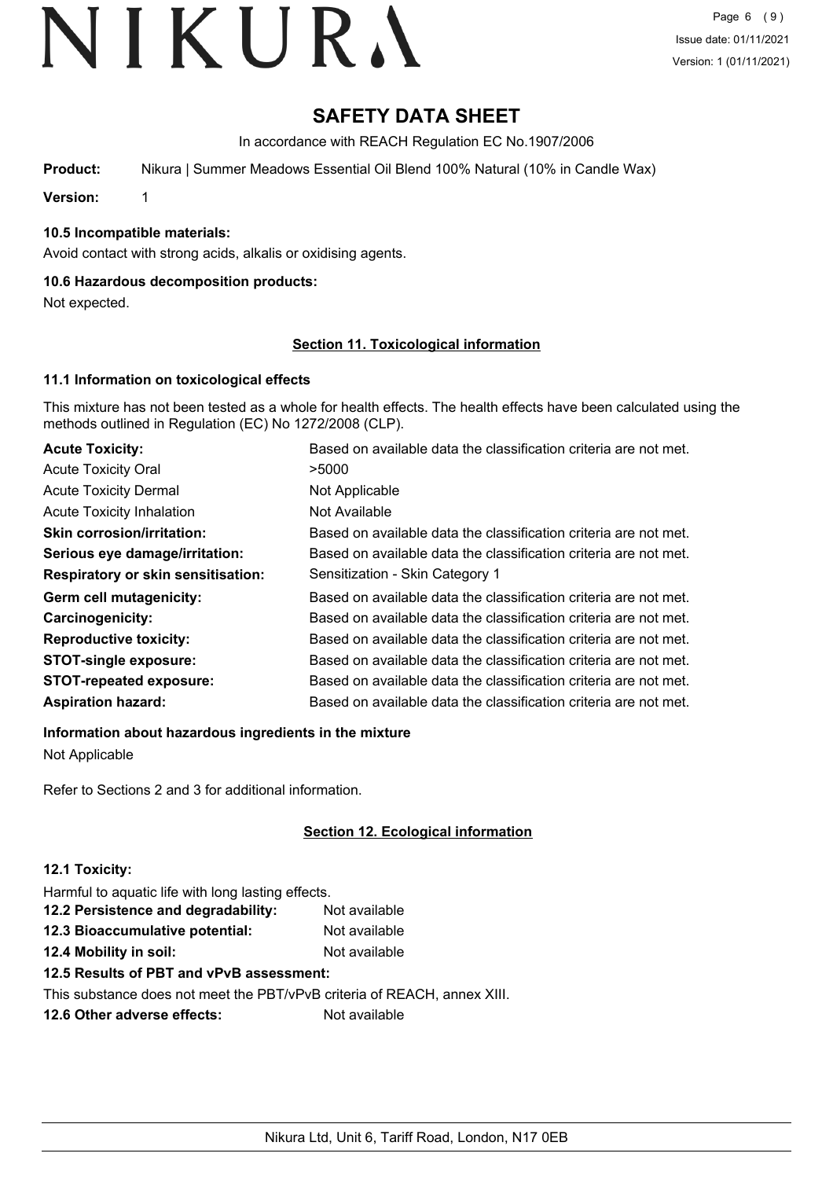# SAFETY DATA SHEET

In accordance with REACH Regulation EC No.1907/2006

**Product:** Nikura | Summer Meadows Essential Oil Blend 100% Natural (10% in Candle Wax)

**Version:** 1

### 10.5 Incompatible materials:

Avoid contact with strong acids, alkalis or oxidising agents.

### 10.6 Hazardous decomposition products:

Not expected.

## Section 11. Toxicological information

### 11.1 Information on toxicological effects

This mixture has not been tested as a whole for health effects. The health effects have been calculated using the methods outlined in Regulation (EC) No 1272/2008 (CLP).

| | |
|---|---|
| **Acute Toxicity:** | Based on available data the classification criteria are not met. |
| Acute Toxicity Oral | >5000 |
| Acute Toxicity Dermal | Not Applicable |
| Acute Toxicity Inhalation | Not Available |
| **Skin corrosion/irritation:** | Based on available data the classification criteria are not met. |
| **Serious eye damage/irritation:** | Based on available data the classification criteria are not met. |
| **Respiratory or skin sensitisation:** | Sensitization - Skin Category 1 |
| **Germ cell mutagenicity:** | Based on available data the classification criteria are not met. |
| **Carcinogenicity:** | Based on available data the classification criteria are not met. |
| **Reproductive toxicity:** | Based on available data the classification criteria are not met. |
| **STOT-single exposure:** | Based on available data the classification criteria are not met. |
| **STOT-repeated exposure:** | Based on available data the classification criteria are not met. |
| **Aspiration hazard:** | Based on available data the classification criteria are not met. |

### Information about hazardous ingredients in the mixture

Not Applicable

Refer to Sections 2 and 3 for additional information.

## Section 12. Ecological information

### 12.1 Toxicity:

Harmful to aquatic life with long lasting effects.

| | |
|---|---|
| **12.2 Persistence and degradability:** | Not available |
| **12.3 Bioaccumulative potential:** | Not available |
| **12.4 Mobility in soil:** | Not available |

### 12.5 Results of PBT and vPvB assessment:

This substance does not meet the PBT/vPvB criteria of REACH, annex XIII.

**12.6 Other adverse effects:** Not available

Nikura Ltd, Unit 6, Tariff Road, London, N17 0EB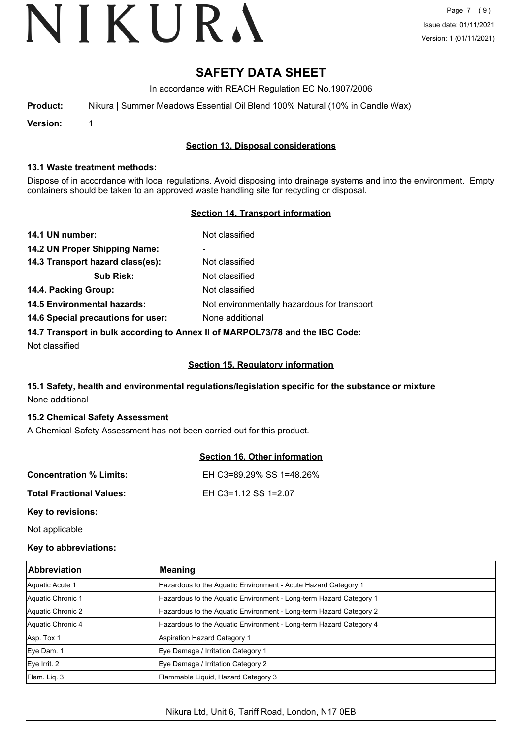# SAFETY DATA SHEET

In accordance with REACH Regulation EC No.1907/2006

**Product:** Nikura | Summer Meadows Essential Oil Blend 100% Natural (10% in Candle Wax)

**Version:** 1

## Section 13. Disposal considerations

### 13.1 Waste treatment methods:

Dispose of in accordance with local regulations. Avoid disposing into drainage systems and into the environment. Empty containers should be taken to an approved waste handling site for recycling or disposal.

## Section 14. Transport information

**14.1 UN number:** Not classified

**14.2 UN Proper Shipping Name:** -

**14.3 Transport hazard class(es):** Not classified

**Sub Risk:** Not classified

**14.4. Packing Group:** Not classified

**14.5 Environmental hazards:** Not environmentally hazardous for transport

**14.6 Special precautions for user:** None additional

**14.7 Transport in bulk according to Annex II of MARPOL73/78 and the IBC Code:**

Not classified

## Section 15. Regulatory information

### 15.1 Safety, health and environmental regulations/legislation specific for the substance or mixture

None additional

### 15.2 Chemical Safety Assessment

A Chemical Safety Assessment has not been carried out for this product.

## Section 16. Other information

**Concentration % Limits:** EH C3=89.29% SS 1=48.26%

**Total Fractional Values:** EH C3=1.12 SS 1=2.07

**Key to revisions:**

Not applicable

**Key to abbreviations:**

| Abbreviation | Meaning |
|---|---|
| Aquatic Acute 1 | Hazardous to the Aquatic Environment - Acute Hazard Category 1 |
| Aquatic Chronic 1 | Hazardous to the Aquatic Environment - Long-term Hazard Category 1 |
| Aquatic Chronic 2 | Hazardous to the Aquatic Environment - Long-term Hazard Category 2 |
| Aquatic Chronic 4 | Hazardous to the Aquatic Environment - Long-term Hazard Category 4 |
| Asp. Tox 1 | Aspiration Hazard Category 1 |
| Eye Dam. 1 | Eye Damage / Irritation Category 1 |
| Eye Irrit. 2 | Eye Damage / Irritation Category 2 |
| Flam. Liq. 3 | Flammable Liquid, Hazard Category 3 |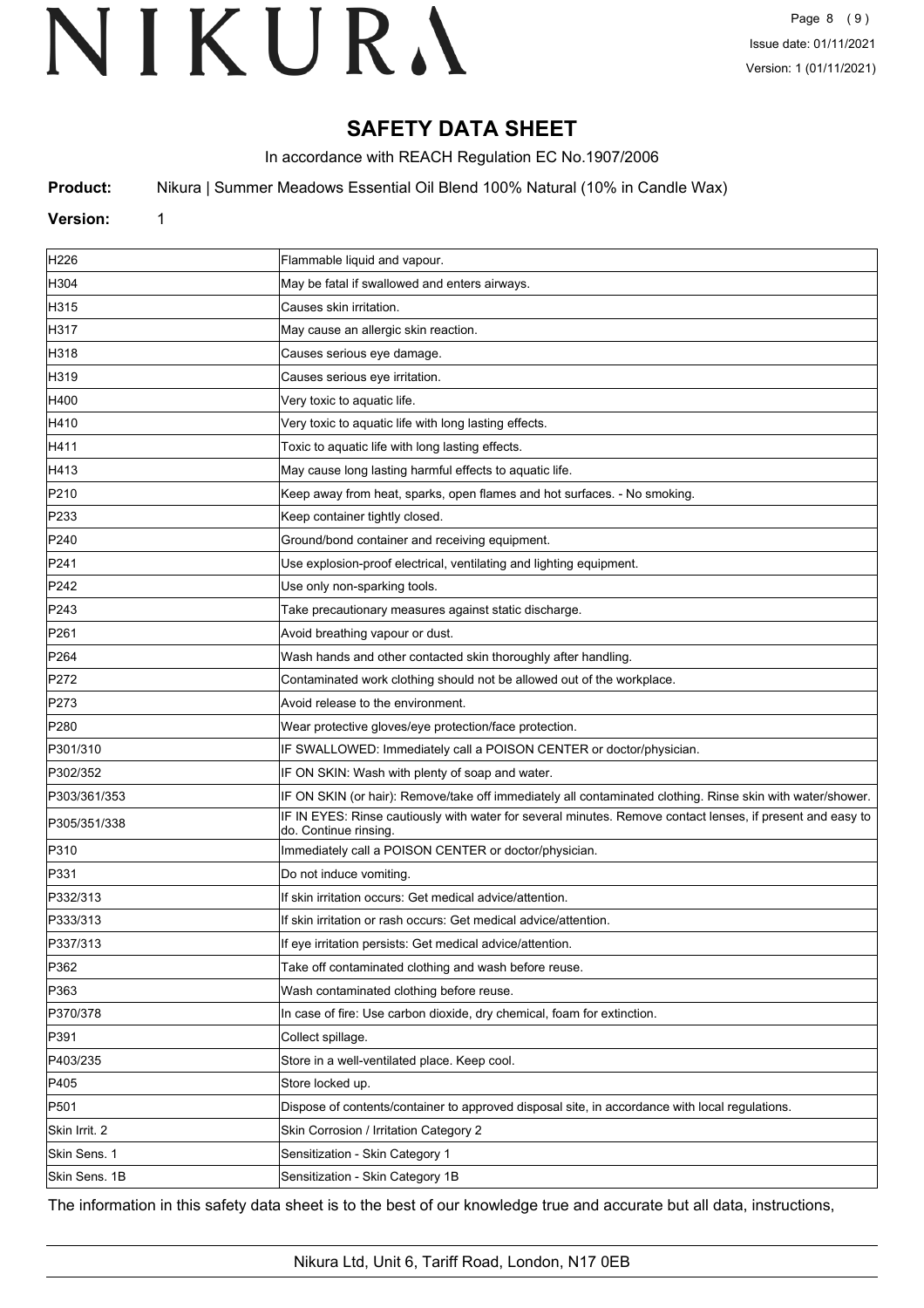## SAFETY DATA SHEET

In accordance with REACH Regulation EC No.1907/2006

**Product:** Nikura | Summer Meadows Essential Oil Blend 100% Natural (10% in Candle Wax)

**Version:** 1

| | |
|---|---|
| H226 | Flammable liquid and vapour. |
| H304 | May be fatal if swallowed and enters airways. |
| H315 | Causes skin irritation. |
| H317 | May cause an allergic skin reaction. |
| H318 | Causes serious eye damage. |
| H319 | Causes serious eye irritation. |
| H400 | Very toxic to aquatic life. |
| H410 | Very toxic to aquatic life with long lasting effects. |
| H411 | Toxic to aquatic life with long lasting effects. |
| H413 | May cause long lasting harmful effects to aquatic life. |
| P210 | Keep away from heat, sparks, open flames and hot surfaces. - No smoking. |
| P233 | Keep container tightly closed. |
| P240 | Ground/bond container and receiving equipment. |
| P241 | Use explosion-proof electrical, ventilating and lighting equipment. |
| P242 | Use only non-sparking tools. |
| P243 | Take precautionary measures against static discharge. |
| P261 | Avoid breathing vapour or dust. |
| P264 | Wash hands and other contacted skin thoroughly after handling. |
| P272 | Contaminated work clothing should not be allowed out of the workplace. |
| P273 | Avoid release to the environment. |
| P280 | Wear protective gloves/eye protection/face protection. |
| P301/310 | IF SWALLOWED: Immediately call a POISON CENTER or doctor/physician. |
| P302/352 | IF ON SKIN: Wash with plenty of soap and water. |
| P303/361/353 | IF ON SKIN (or hair): Remove/take off immediately all contaminated clothing. Rinse skin with water/shower. |
| P305/351/338 | IF IN EYES: Rinse cautiously with water for several minutes. Remove contact lenses, if present and easy to do. Continue rinsing. |
| P310 | Immediately call a POISON CENTER or doctor/physician. |
| P331 | Do not induce vomiting. |
| P332/313 | If skin irritation occurs: Get medical advice/attention. |
| P333/313 | If skin irritation or rash occurs: Get medical advice/attention. |
| P337/313 | If eye irritation persists: Get medical advice/attention. |
| P362 | Take off contaminated clothing and wash before reuse. |
| P363 | Wash contaminated clothing before reuse. |
| P370/378 | In case of fire: Use carbon dioxide, dry chemical, foam for extinction. |
| P391 | Collect spillage. |
| P403/235 | Store in a well-ventilated place. Keep cool. |
| P405 | Store locked up. |
| P501 | Dispose of contents/container to approved disposal site, in accordance with local regulations. |
| Skin Irrit. 2 | Skin Corrosion / Irritation Category 2 |
| Skin Sens. 1 | Sensitization - Skin Category 1 |
| Skin Sens. 1B | Sensitization - Skin Category 1B |

The information in this safety data sheet is to the best of our knowledge true and accurate but all data, instructions,

Nikura Ltd, Unit 6, Tariff Road, London, N17 0EB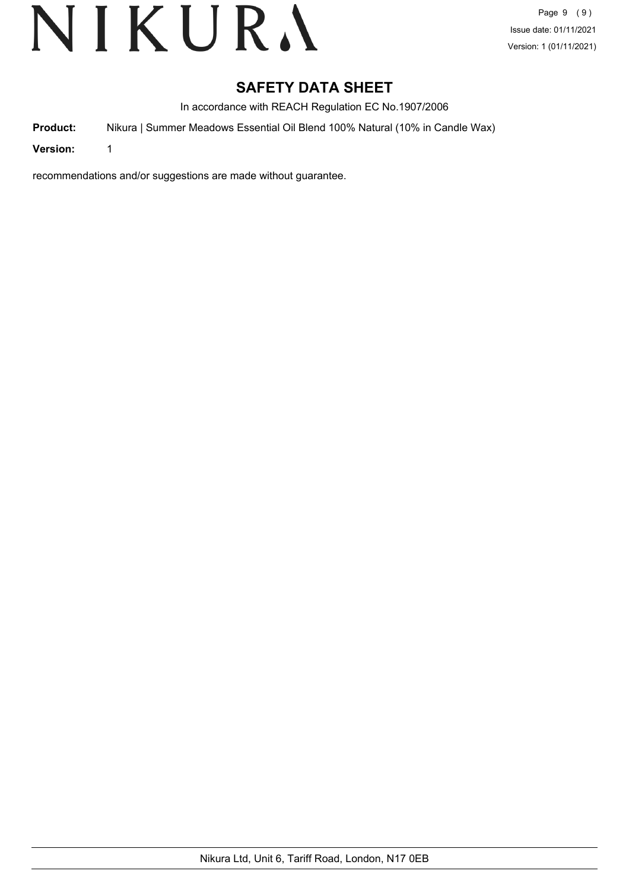recommendations and/or suggestions are made without guarantee.